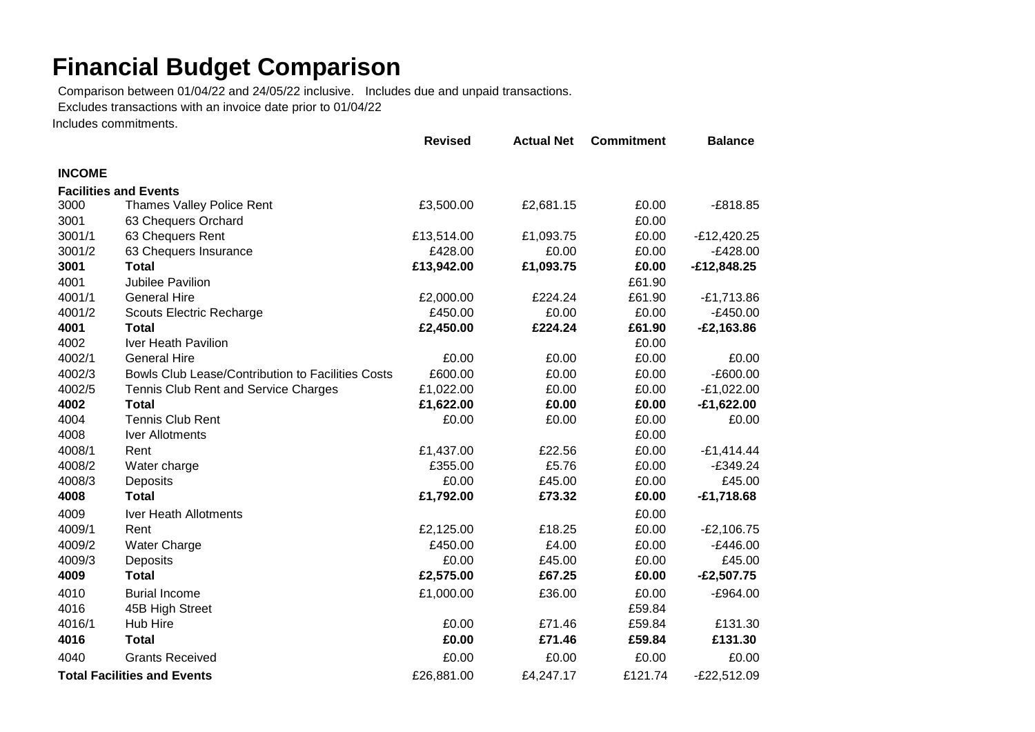# Financial Budget Comparison

Comparison between 01/04/22 and 24/05/22 inclusive. Includes due and unpaid transactions.

Excludes transactions with an invoice date prior to 01/04/22

Includes commitments.

| | | Revised | Actual Net | Commitment | Balance |
|---|---|---|---|---|---|
| **INCOME** | | | | | |
| **Facilities and Events** | | | | | |
| 3000 | Thames Valley Police Rent | £3,500.00 | £2,681.15 | £0.00 | -£818.85 |
| 3001 | 63 Chequers Orchard | | | £0.00 | |
| 3001/1 | 63 Chequers Rent | £13,514.00 | £1,093.75 | £0.00 | -£12,420.25 |
| 3001/2 | 63 Chequers Insurance | £428.00 | £0.00 | £0.00 | -£428.00 |
| **3001** | **Total** | **£13,942.00** | **£1,093.75** | **£0.00** | **-£12,848.25** |
| 4001 | Jubilee Pavilion | | | £61.90 | |
| 4001/1 | General Hire | £2,000.00 | £224.24 | £61.90 | -£1,713.86 |
| 4001/2 | Scouts Electric Recharge | £450.00 | £0.00 | £0.00 | -£450.00 |
| **4001** | **Total** | **£2,450.00** | **£224.24** | **£61.90** | **-£2,163.86** |
| 4002 | Iver Heath Pavilion | | | £0.00 | |
| 4002/1 | General Hire | £0.00 | £0.00 | £0.00 | £0.00 |
| 4002/3 | Bowls Club Lease/Contribution to Facilities Costs | £600.00 | £0.00 | £0.00 | -£600.00 |
| 4002/5 | Tennis Club Rent and Service Charges | £1,022.00 | £0.00 | £0.00 | -£1,022.00 |
| **4002** | **Total** | **£1,622.00** | **£0.00** | **£0.00** | **-£1,622.00** |
| 4004 | Tennis Club Rent | £0.00 | £0.00 | £0.00 | £0.00 |
| 4008 | Iver Allotments | | | £0.00 | |
| 4008/1 | Rent | £1,437.00 | £22.56 | £0.00 | -£1,414.44 |
| 4008/2 | Water charge | £355.00 | £5.76 | £0.00 | -£349.24 |
| 4008/3 | Deposits | £0.00 | £45.00 | £0.00 | £45.00 |
| **4008** | **Total** | **£1,792.00** | **£73.32** | **£0.00** | **-£1,718.68** |
| 4009 | Iver Heath Allotments | | | £0.00 | |
| 4009/1 | Rent | £2,125.00 | £18.25 | £0.00 | -£2,106.75 |
| 4009/2 | Water Charge | £450.00 | £4.00 | £0.00 | -£446.00 |
| 4009/3 | Deposits | £0.00 | £45.00 | £0.00 | £45.00 |
| **4009** | **Total** | **£2,575.00** | **£67.25** | **£0.00** | **-£2,507.75** |
| 4010 | Burial Income | £1,000.00 | £36.00 | £0.00 | -£964.00 |
| 4016 | 45B High Street | | | £59.84 | |
| 4016/1 | Hub Hire | £0.00 | £71.46 | £59.84 | £131.30 |
| **4016** | **Total** | **£0.00** | **£71.46** | **£59.84** | **£131.30** |
| 4040 | Grants Received | £0.00 | £0.00 | £0.00 | £0.00 |
| **Total Facilities and Events** | | £26,881.00 | £4,247.17 | £121.74 | -£22,512.09 |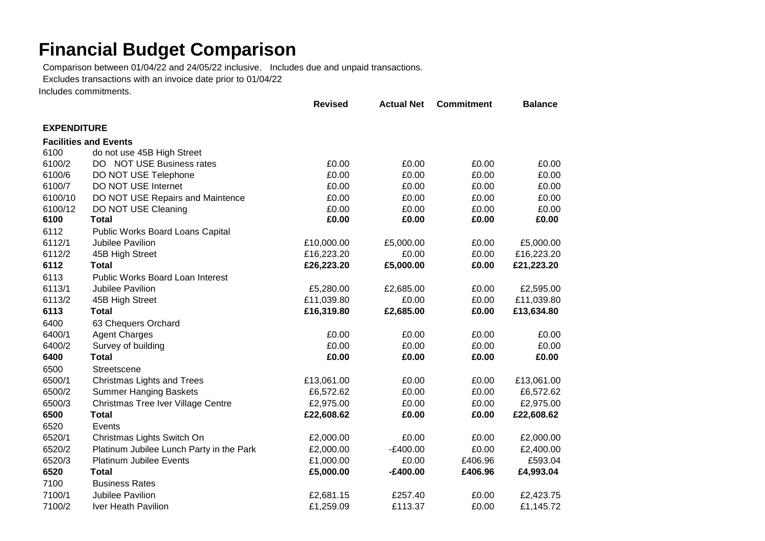# Financial Budget Comparison

Comparison between 01/04/22 and 24/05/22 inclusive.   Includes due and unpaid transactions.

Excludes transactions with an invoice date prior to 01/04/22

Includes commitments.

| | | Revised | Actual Net | Commitment | Balance |
|---|---|---|---|---|---|
| **EXPENDITURE** | | | | | |
| **Facilities and Events** | | | | | |
| 6100 | do not use 45B High Street | | | | |
| 6100/2 | DO NOT USE Business rates | £0.00 | £0.00 | £0.00 | £0.00 |
| 6100/6 | DO NOT USE Telephone | £0.00 | £0.00 | £0.00 | £0.00 |
| 6100/7 | DO NOT USE Internet | £0.00 | £0.00 | £0.00 | £0.00 |
| 6100/10 | DO NOT USE Repairs and Maintence | £0.00 | £0.00 | £0.00 | £0.00 |
| 6100/12 | DO NOT USE Cleaning | £0.00 | £0.00 | £0.00 | £0.00 |
| **6100** | **Total** | **£0.00** | **£0.00** | **£0.00** | **£0.00** |
| 6112 | Public Works Board Loans Capital | | | | |
| 6112/1 | Jubilee Pavilion | £10,000.00 | £5,000.00 | £0.00 | £5,000.00 |
| 6112/2 | 45B High Street | £16,223.20 | £0.00 | £0.00 | £16,223.20 |
| **6112** | **Total** | **£26,223.20** | **£5,000.00** | **£0.00** | **£21,223.20** |
| 6113 | Public Works Board Loan Interest | | | | |
| 6113/1 | Jubilee Pavilion | £5,280.00 | £2,685.00 | £0.00 | £2,595.00 |
| 6113/2 | 45B High Street | £11,039.80 | £0.00 | £0.00 | £11,039.80 |
| **6113** | **Total** | **£16,319.80** | **£2,685.00** | **£0.00** | **£13,634.80** |
| 6400 | 63 Chequers Orchard | | | | |
| 6400/1 | Agent Charges | £0.00 | £0.00 | £0.00 | £0.00 |
| 6400/2 | Survey of building | £0.00 | £0.00 | £0.00 | £0.00 |
| **6400** | **Total** | **£0.00** | **£0.00** | **£0.00** | **£0.00** |
| 6500 | Streetscene | | | | |
| 6500/1 | Christmas Lights and Trees | £13,061.00 | £0.00 | £0.00 | £13,061.00 |
| 6500/2 | Summer Hanging Baskets | £6,572.62 | £0.00 | £0.00 | £6,572.62 |
| 6500/3 | Christmas Tree Iver Village Centre | £2,975.00 | £0.00 | £0.00 | £2,975.00 |
| **6500** | **Total** | **£22,608.62** | **£0.00** | **£0.00** | **£22,608.62** |
| 6520 | Events | | | | |
| 6520/1 | Christmas Lights Switch On | £2,000.00 | £0.00 | £0.00 | £2,000.00 |
| 6520/2 | Platinum Jubilee Lunch Party in the Park | £2,000.00 | -£400.00 | £0.00 | £2,400.00 |
| 6520/3 | Platinum Jubilee Events | £1,000.00 | £0.00 | £406.96 | £593.04 |
| **6520** | **Total** | **£5,000.00** | **-£400.00** | **£406.96** | **£4,993.04** |
| 7100 | Business Rates | | | | |
| 7100/1 | Jubilee Pavilion | £2,681.15 | £257.40 | £0.00 | £2,423.75 |
| 7100/2 | Iver Heath Pavilion | £1,259.09 | £113.37 | £0.00 | £1,145.72 |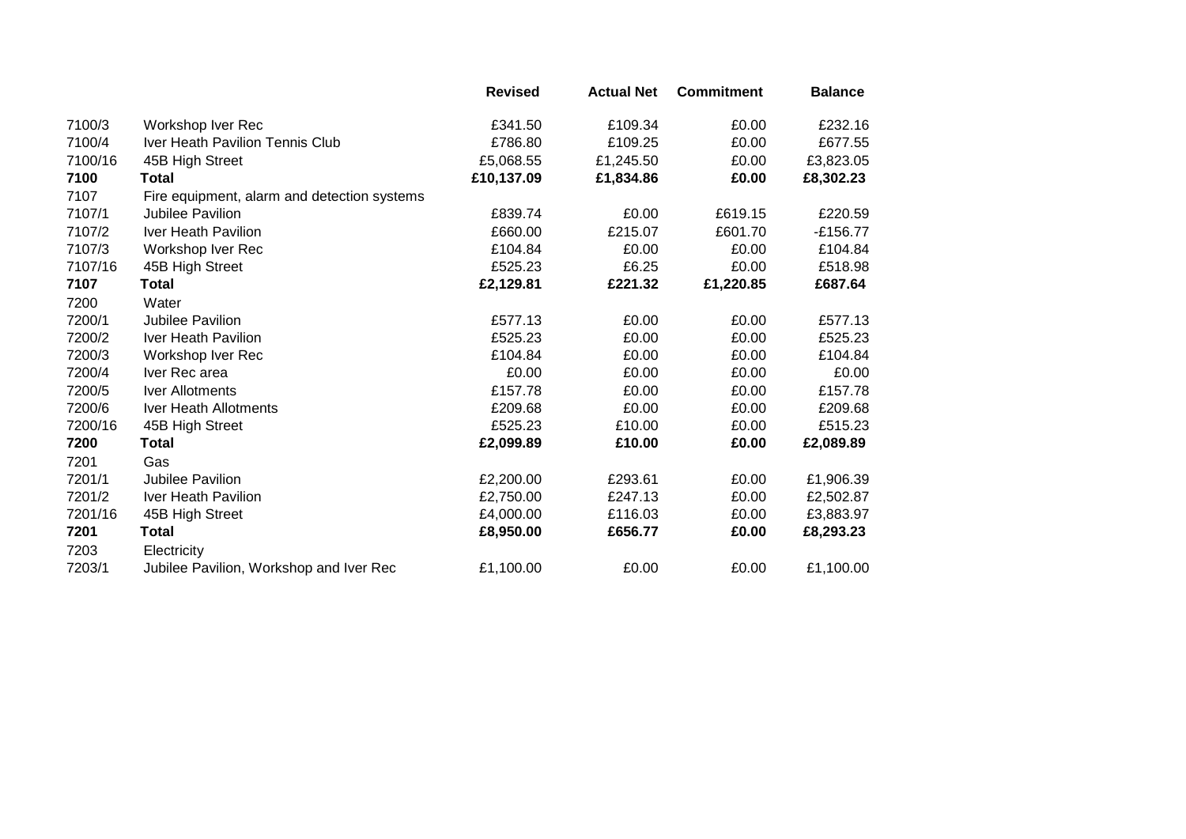| | | Revised | Actual Net | Commitment | Balance |
|---|---|---|---|---|---|
| 7100/3 | Workshop Iver Rec | £341.50 | £109.34 | £0.00 | £232.16 |
| 7100/4 | Iver Heath Pavilion Tennis Club | £786.80 | £109.25 | £0.00 | £677.55 |
| 7100/16 | 45B High Street | £5,068.55 | £1,245.50 | £0.00 | £3,823.05 |
| **7100** | **Total** | **£10,137.09** | **£1,834.86** | **£0.00** | **£8,302.23** |
| 7107 | Fire equipment, alarm and detection systems | | | | |
| 7107/1 | Jubilee Pavilion | £839.74 | £0.00 | £619.15 | £220.59 |
| 7107/2 | Iver Heath Pavilion | £660.00 | £215.07 | £601.70 | -£156.77 |
| 7107/3 | Workshop Iver Rec | £104.84 | £0.00 | £0.00 | £104.84 |
| 7107/16 | 45B High Street | £525.23 | £6.25 | £0.00 | £518.98 |
| **7107** | **Total** | **£2,129.81** | **£221.32** | **£1,220.85** | **£687.64** |
| 7200 | Water | | | | |
| 7200/1 | Jubilee Pavilion | £577.13 | £0.00 | £0.00 | £577.13 |
| 7200/2 | Iver Heath Pavilion | £525.23 | £0.00 | £0.00 | £525.23 |
| 7200/3 | Workshop Iver Rec | £104.84 | £0.00 | £0.00 | £104.84 |
| 7200/4 | Iver Rec area | £0.00 | £0.00 | £0.00 | £0.00 |
| 7200/5 | Iver Allotments | £157.78 | £0.00 | £0.00 | £157.78 |
| 7200/6 | Iver Heath Allotments | £209.68 | £0.00 | £0.00 | £209.68 |
| 7200/16 | 45B High Street | £525.23 | £10.00 | £0.00 | £515.23 |
| **7200** | **Total** | **£2,099.89** | **£10.00** | **£0.00** | **£2,089.89** |
| 7201 | Gas | | | | |
| 7201/1 | Jubilee Pavilion | £2,200.00 | £293.61 | £0.00 | £1,906.39 |
| 7201/2 | Iver Heath Pavilion | £2,750.00 | £247.13 | £0.00 | £2,502.87 |
| 7201/16 | 45B High Street | £4,000.00 | £116.03 | £0.00 | £3,883.97 |
| **7201** | **Total** | **£8,950.00** | **£656.77** | **£0.00** | **£8,293.23** |
| 7203 | Electricity | | | | |
| 7203/1 | Jubilee Pavilion, Workshop and Iver Rec | £1,100.00 | £0.00 | £0.00 | £1,100.00 |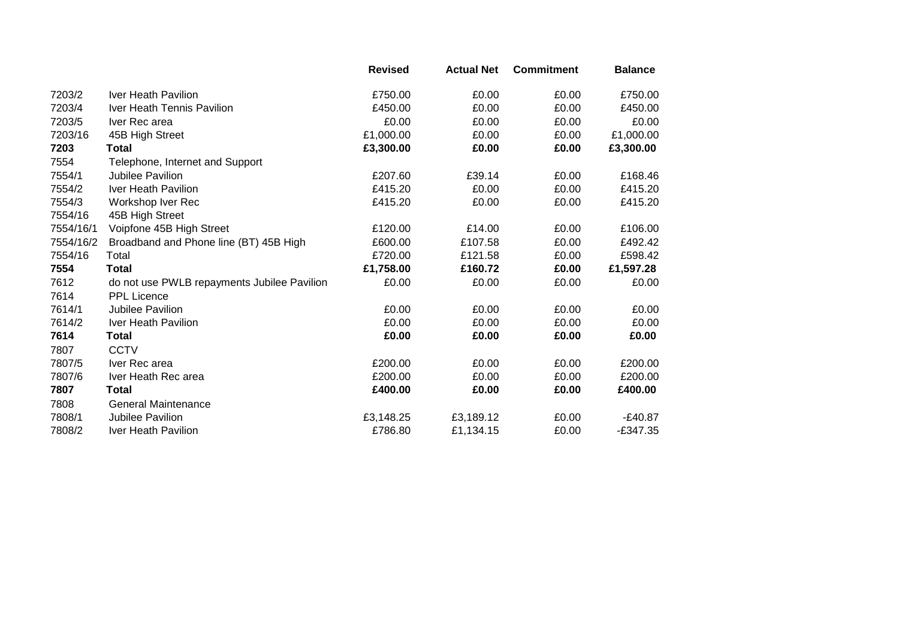| | | Revised | Actual Net | Commitment | Balance |
|---|---|---|---|---|---|
| 7203/2 | Iver Heath Pavilion | £750.00 | £0.00 | £0.00 | £750.00 |
| 7203/4 | Iver Heath Tennis Pavilion | £450.00 | £0.00 | £0.00 | £450.00 |
| 7203/5 | Iver Rec area | £0.00 | £0.00 | £0.00 | £0.00 |
| 7203/16 | 45B High Street | £1,000.00 | £0.00 | £0.00 | £1,000.00 |
| **7203** | **Total** | **£3,300.00** | **£0.00** | **£0.00** | **£3,300.00** |
| 7554 | Telephone, Internet and Support | | | | |
| 7554/1 | Jubilee Pavilion | £207.60 | £39.14 | £0.00 | £168.46 |
| 7554/2 | Iver Heath Pavilion | £415.20 | £0.00 | £0.00 | £415.20 |
| 7554/3 | Workshop Iver Rec | £415.20 | £0.00 | £0.00 | £415.20 |
| 7554/16 | 45B High Street | | | | |
| 7554/16/1 | Voipfone 45B High Street | £120.00 | £14.00 | £0.00 | £106.00 |
| 7554/16/2 | Broadband and Phone line (BT) 45B High | £600.00 | £107.58 | £0.00 | £492.42 |
| 7554/16 | Total | £720.00 | £121.58 | £0.00 | £598.42 |
| **7554** | **Total** | **£1,758.00** | **£160.72** | **£0.00** | **£1,597.28** |
| 7612 | do not use PWLB repayments Jubilee Pavilion | £0.00 | £0.00 | £0.00 | £0.00 |
| 7614 | PPL Licence | | | | |
| 7614/1 | Jubilee Pavilion | £0.00 | £0.00 | £0.00 | £0.00 |
| 7614/2 | Iver Heath Pavilion | £0.00 | £0.00 | £0.00 | £0.00 |
| **7614** | **Total** | **£0.00** | **£0.00** | **£0.00** | **£0.00** |
| 7807 | CCTV | | | | |
| 7807/5 | Iver Rec area | £200.00 | £0.00 | £0.00 | £200.00 |
| 7807/6 | Iver Heath Rec area | £200.00 | £0.00 | £0.00 | £200.00 |
| **7807** | **Total** | **£400.00** | **£0.00** | **£0.00** | **£400.00** |
| 7808 | General Maintenance | | | | |
| 7808/1 | Jubilee Pavilion | £3,148.25 | £3,189.12 | £0.00 | -£40.87 |
| 7808/2 | Iver Heath Pavilion | £786.80 | £1,134.15 | £0.00 | -£347.35 |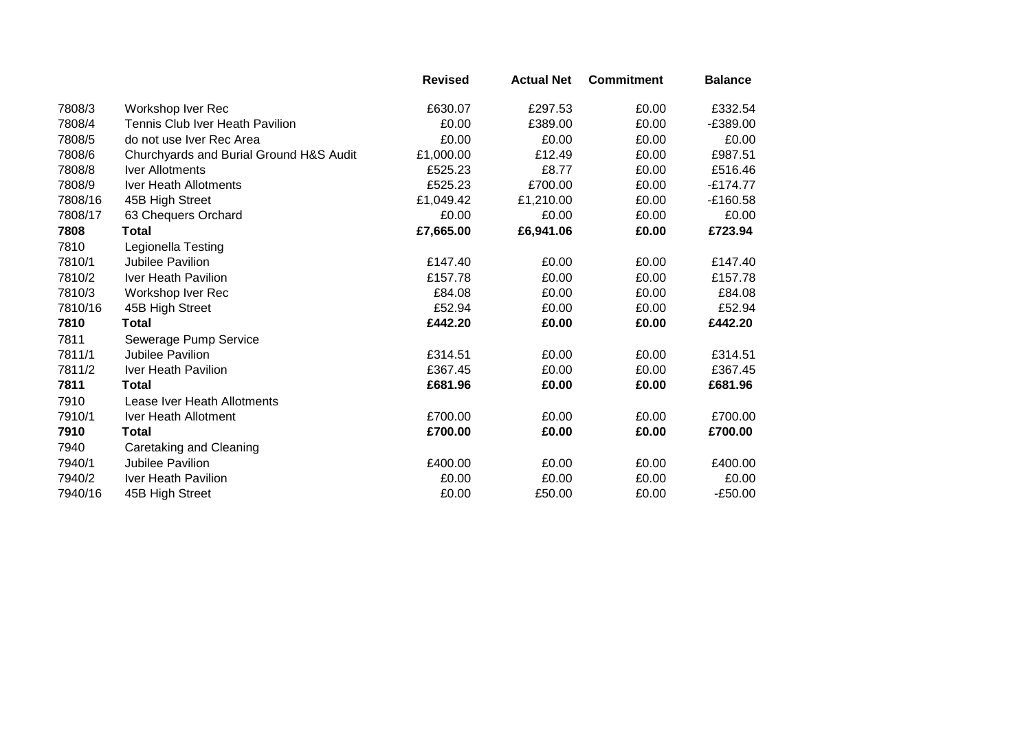| | | Revised | Actual Net | Commitment | Balance |
|---|---|---|---|---|---|
| 7808/3 | Workshop Iver Rec | £630.07 | £297.53 | £0.00 | £332.54 |
| 7808/4 | Tennis Club Iver Heath Pavilion | £0.00 | £389.00 | £0.00 | -£389.00 |
| 7808/5 | do not use Iver Rec Area | £0.00 | £0.00 | £0.00 | £0.00 |
| 7808/6 | Churchyards and Burial Ground H&S Audit | £1,000.00 | £12.49 | £0.00 | £987.51 |
| 7808/8 | Iver Allotments | £525.23 | £8.77 | £0.00 | £516.46 |
| 7808/9 | Iver Heath Allotments | £525.23 | £700.00 | £0.00 | -£174.77 |
| 7808/16 | 45B High Street | £1,049.42 | £1,210.00 | £0.00 | -£160.58 |
| 7808/17 | 63 Chequers Orchard | £0.00 | £0.00 | £0.00 | £0.00 |
| **7808** | **Total** | **£7,665.00** | **£6,941.06** | **£0.00** | **£723.94** |
| 7810 | Legionella Testing | | | | |
| 7810/1 | Jubilee Pavilion | £147.40 | £0.00 | £0.00 | £147.40 |
| 7810/2 | Iver Heath Pavilion | £157.78 | £0.00 | £0.00 | £157.78 |
| 7810/3 | Workshop Iver Rec | £84.08 | £0.00 | £0.00 | £84.08 |
| 7810/16 | 45B High Street | £52.94 | £0.00 | £0.00 | £52.94 |
| **7810** | **Total** | **£442.20** | **£0.00** | **£0.00** | **£442.20** |
| 7811 | Sewerage Pump Service | | | | |
| 7811/1 | Jubilee Pavilion | £314.51 | £0.00 | £0.00 | £314.51 |
| 7811/2 | Iver Heath Pavilion | £367.45 | £0.00 | £0.00 | £367.45 |
| **7811** | **Total** | **£681.96** | **£0.00** | **£0.00** | **£681.96** |
| 7910 | Lease Iver Heath Allotments | | | | |
| 7910/1 | Iver Heath Allotment | £700.00 | £0.00 | £0.00 | £700.00 |
| **7910** | **Total** | **£700.00** | **£0.00** | **£0.00** | **£700.00** |
| 7940 | Caretaking and Cleaning | | | | |
| 7940/1 | Jubilee Pavilion | £400.00 | £0.00 | £0.00 | £400.00 |
| 7940/2 | Iver Heath Pavilion | £0.00 | £0.00 | £0.00 | £0.00 |
| 7940/16 | 45B High Street | £0.00 | £50.00 | £0.00 | -£50.00 |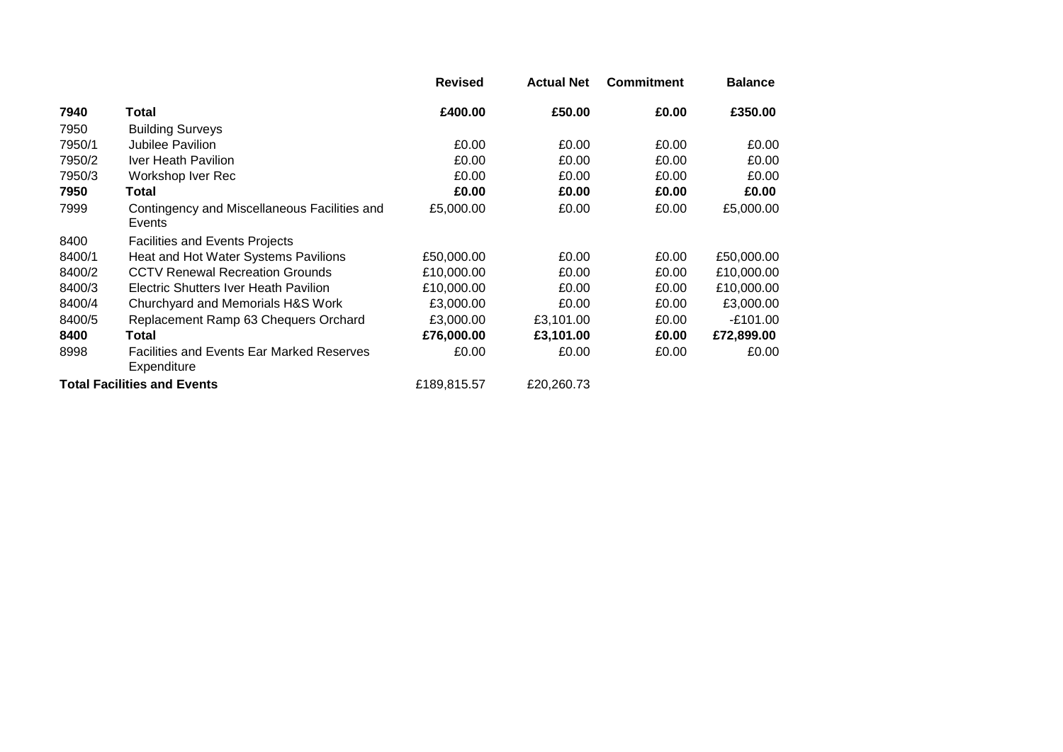| | | Revised | Actual Net | Commitment | Balance |
|---|---|---|---|---|---|
| **7940** | **Total** | **£400.00** | **£50.00** | **£0.00** | **£350.00** |
| 7950 | Building Surveys | | | | |
| 7950/1 | Jubilee Pavilion | £0.00 | £0.00 | £0.00 | £0.00 |
| 7950/2 | Iver Heath Pavilion | £0.00 | £0.00 | £0.00 | £0.00 |
| 7950/3 | Workshop Iver Rec | £0.00 | £0.00 | £0.00 | £0.00 |
| **7950** | **Total** | **£0.00** | **£0.00** | **£0.00** | **£0.00** |
| 7999 | Contingency and Miscellaneous Facilities and Events | £5,000.00 | £0.00 | £0.00 | £5,000.00 |
| 8400 | Facilities and Events Projects | | | | |
| 8400/1 | Heat and Hot Water Systems Pavilions | £50,000.00 | £0.00 | £0.00 | £50,000.00 |
| 8400/2 | CCTV Renewal Recreation Grounds | £10,000.00 | £0.00 | £0.00 | £10,000.00 |
| 8400/3 | Electric Shutters Iver Heath Pavilion | £10,000.00 | £0.00 | £0.00 | £10,000.00 |
| 8400/4 | Churchyard and Memorials H&S Work | £3,000.00 | £0.00 | £0.00 | £3,000.00 |
| 8400/5 | Replacement Ramp 63 Chequers Orchard | £3,000.00 | £3,101.00 | £0.00 | -£101.00 |
| **8400** | **Total** | **£76,000.00** | **£3,101.00** | **£0.00** | **£72,899.00** |
| 8998 | Facilities and Events Ear Marked Reserves Expenditure | £0.00 | £0.00 | £0.00 | £0.00 |
| **Total Facilities and Events** | | £189,815.57 | £20,260.73 | | |